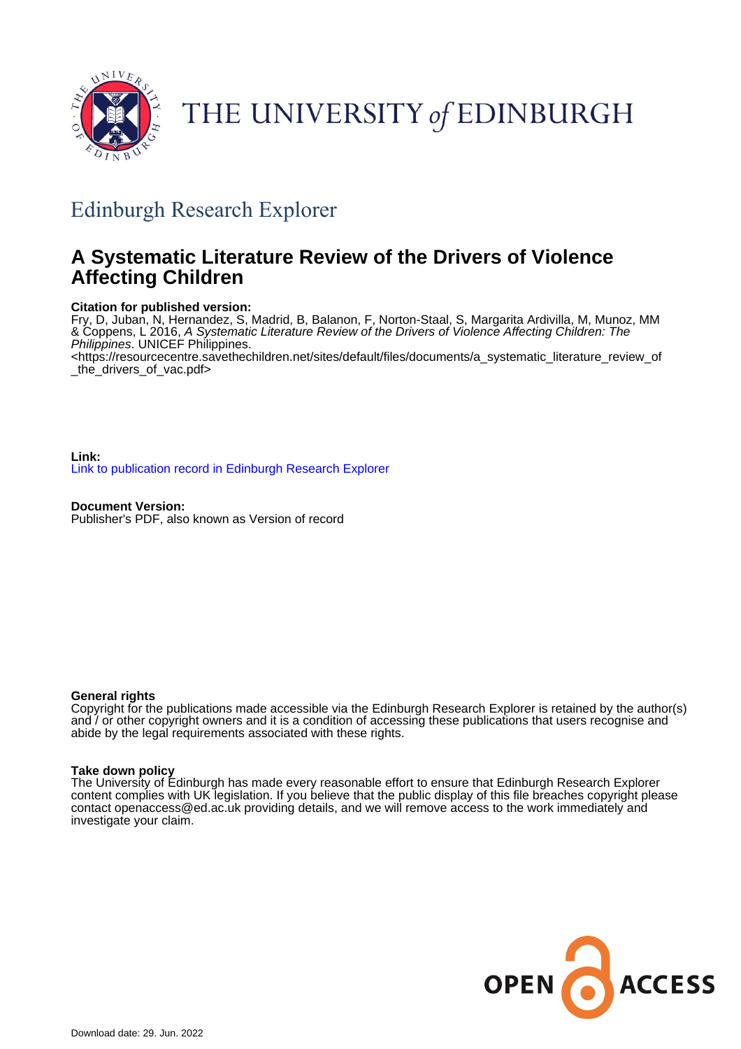THE UNIVERSITY of EDINBURGH

## Edinburgh Research Explorer

# A Systematic Literature Review of the Drivers of Violence Affecting Children

**Citation for published version:**
Fry, D, Juban, N, Hernandez, S, Madrid, B, Balanon, F, Norton-Staal, S, Margarita Ardivilla, M, Munoz, MM & Coppens, L 2016, *A Systematic Literature Review of the Drivers of Violence Affecting Children: The Philippines*. UNICEF Philippines.
<https://resourcecentre.savethechildren.net/sites/default/files/documents/a_systematic_literature_review_of_the_drivers_of_vac.pdf>

**Link:**
Link to publication record in Edinburgh Research Explorer

**Document Version:**
Publisher's PDF, also known as Version of record

**General rights**
Copyright for the publications made accessible via the Edinburgh Research Explorer is retained by the author(s) and / or other copyright owners and it is a condition of accessing these publications that users recognise and abide by the legal requirements associated with these rights.

**Take down policy**
The University of Edinburgh has made every reasonable effort to ensure that Edinburgh Research Explorer content complies with UK legislation. If you believe that the public display of this file breaches copyright please contact openaccess@ed.ac.uk providing details, and we will remove access to the work immediately and investigate your claim.

OPEN ACCESS

Download date: 29. Jun. 2022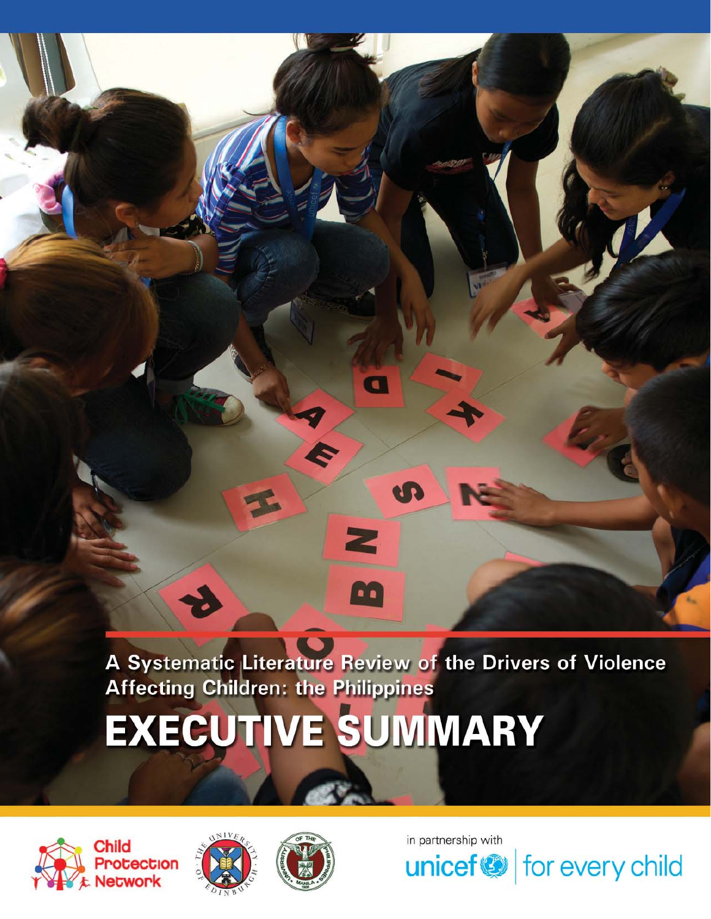A Systematic Literature Review of the Drivers of Violence Affecting Children: the Philippines

# EXECUTIVE SUMMARY

Child Protection Network

in partnership with

unicef | for every child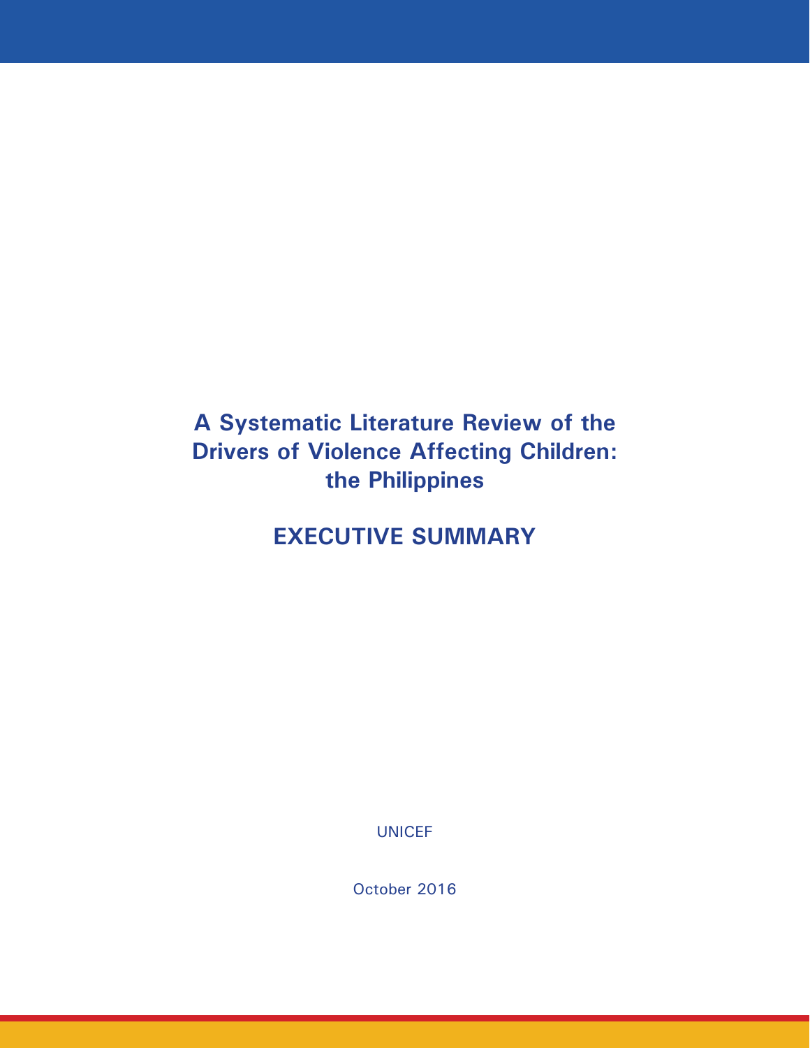# A Systematic Literature Review of the Drivers of Violence Affecting Children: the Philippines

## EXECUTIVE SUMMARY

UNICEF

October 2016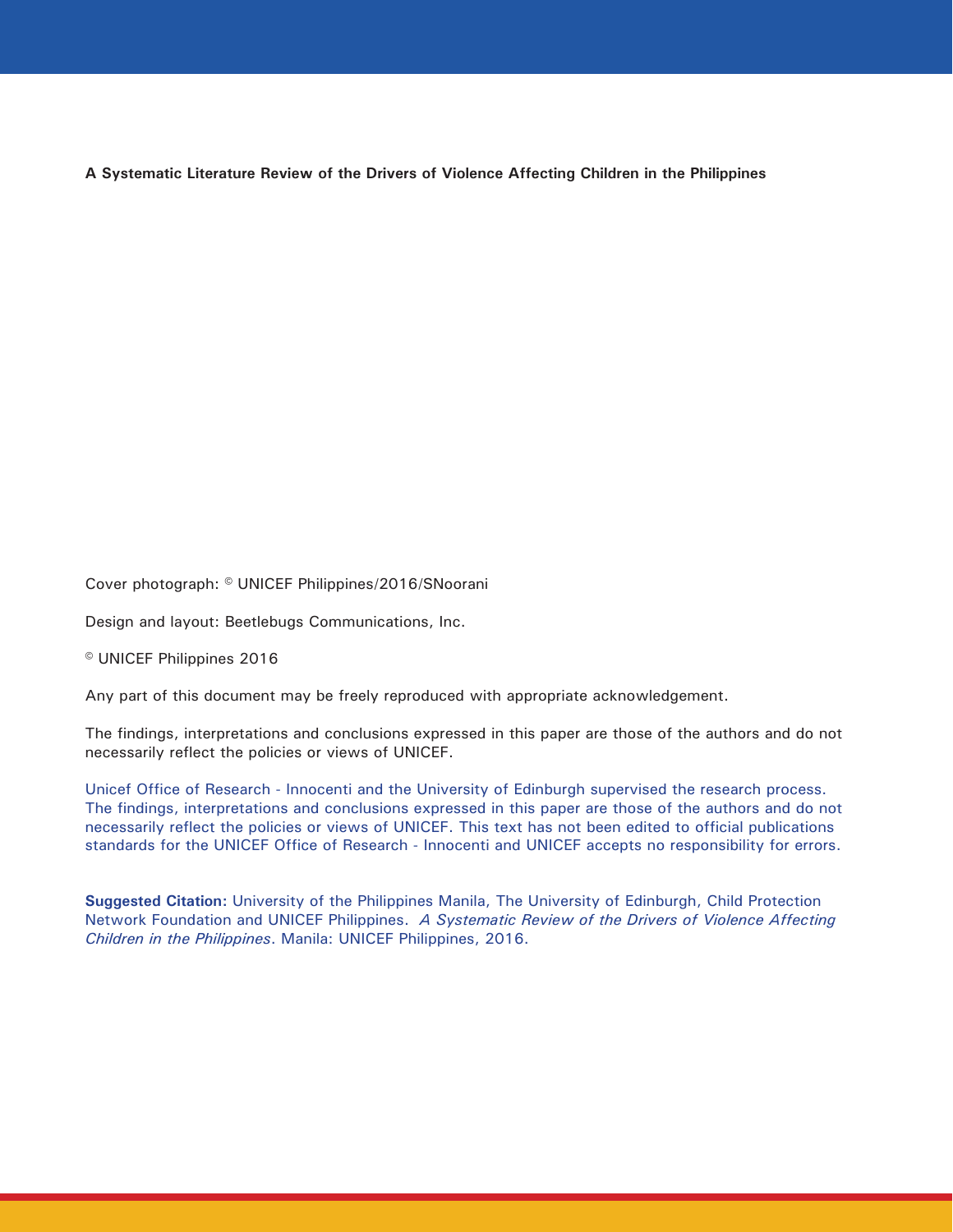**A Systematic Literature Review of the Drivers of Violence Affecting Children in the Philippines**

Cover photograph: © UNICEF Philippines/2016/SNoorani

Design and layout: Beetlebugs Communications, Inc.

© UNICEF Philippines 2016

Any part of this document may be freely reproduced with appropriate acknowledgement.

The findings, interpretations and conclusions expressed in this paper are those of the authors and do not necessarily reflect the policies or views of UNICEF.

Unicef Office of Research - Innocenti and the University of Edinburgh supervised the research process. The findings, interpretations and conclusions expressed in this paper are those of the authors and do not necessarily reflect the policies or views of UNICEF. This text has not been edited to official publications standards for the UNICEF Office of Research - Innocenti and UNICEF accepts no responsibility for errors.

**Suggested Citation:** University of the Philippines Manila, The University of Edinburgh, Child Protection Network Foundation and UNICEF Philippines. *A Systematic Review of the Drivers of Violence Affecting Children in the Philippines*. Manila: UNICEF Philippines, 2016.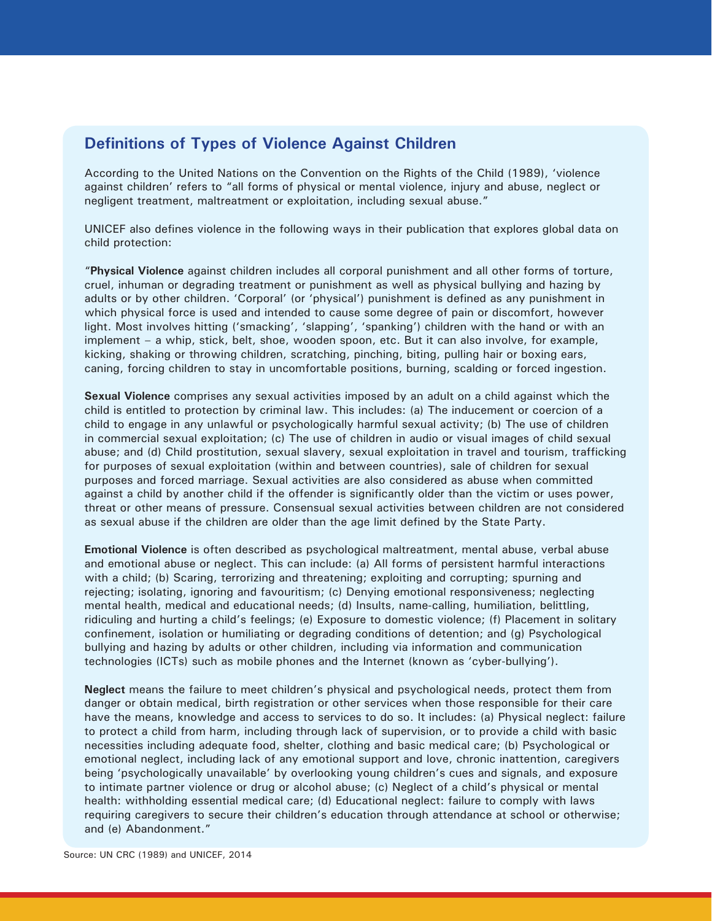## Definitions of Types of Violence Against Children

According to the United Nations on the Convention on the Rights of the Child (1989), 'violence against children' refers to "all forms of physical or mental violence, injury and abuse, neglect or negligent treatment, maltreatment or exploitation, including sexual abuse."

UNICEF also defines violence in the following ways in their publication that explores global data on child protection:

"**Physical Violence** against children includes all corporal punishment and all other forms of torture, cruel, inhuman or degrading treatment or punishment as well as physical bullying and hazing by adults or by other children. 'Corporal' (or 'physical') punishment is defined as any punishment in which physical force is used and intended to cause some degree of pain or discomfort, however light. Most involves hitting ('smacking', 'slapping', 'spanking') children with the hand or with an implement – a whip, stick, belt, shoe, wooden spoon, etc. But it can also involve, for example, kicking, shaking or throwing children, scratching, pinching, biting, pulling hair or boxing ears, caning, forcing children to stay in uncomfortable positions, burning, scalding or forced ingestion.

**Sexual Violence** comprises any sexual activities imposed by an adult on a child against which the child is entitled to protection by criminal law. This includes: (a) The inducement or coercion of a child to engage in any unlawful or psychologically harmful sexual activity; (b) The use of children in commercial sexual exploitation; (c) The use of children in audio or visual images of child sexual abuse; and (d) Child prostitution, sexual slavery, sexual exploitation in travel and tourism, trafficking for purposes of sexual exploitation (within and between countries), sale of children for sexual purposes and forced marriage. Sexual activities are also considered as abuse when committed against a child by another child if the offender is significantly older than the victim or uses power, threat or other means of pressure. Consensual sexual activities between children are not considered as sexual abuse if the children are older than the age limit defined by the State Party.

**Emotional Violence** is often described as psychological maltreatment, mental abuse, verbal abuse and emotional abuse or neglect. This can include: (a) All forms of persistent harmful interactions with a child; (b) Scaring, terrorizing and threatening; exploiting and corrupting; spurning and rejecting; isolating, ignoring and favouritism; (c) Denying emotional responsiveness; neglecting mental health, medical and educational needs; (d) Insults, name-calling, humiliation, belittling, ridiculing and hurting a child's feelings; (e) Exposure to domestic violence; (f) Placement in solitary confinement, isolation or humiliating or degrading conditions of detention; and (g) Psychological bullying and hazing by adults or other children, including via information and communication technologies (ICTs) such as mobile phones and the Internet (known as 'cyber-bullying').

**Neglect** means the failure to meet children's physical and psychological needs, protect them from danger or obtain medical, birth registration or other services when those responsible for their care have the means, knowledge and access to services to do so. It includes: (a) Physical neglect: failure to protect a child from harm, including through lack of supervision, or to provide a child with basic necessities including adequate food, shelter, clothing and basic medical care; (b) Psychological or emotional neglect, including lack of any emotional support and love, chronic inattention, caregivers being 'psychologically unavailable' by overlooking young children's cues and signals, and exposure to intimate partner violence or drug or alcohol abuse; (c) Neglect of a child's physical or mental health: withholding essential medical care; (d) Educational neglect: failure to comply with laws requiring caregivers to secure their children's education through attendance at school or otherwise; and (e) Abandonment."

Source: UN CRC (1989) and UNICEF, 2014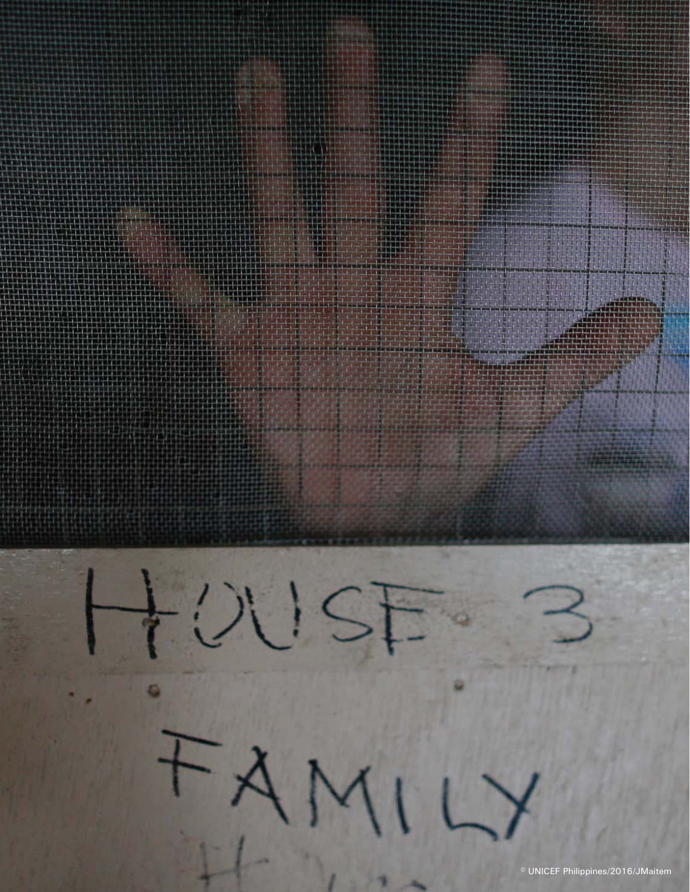© UNICEF Philippines/2016/JMaitem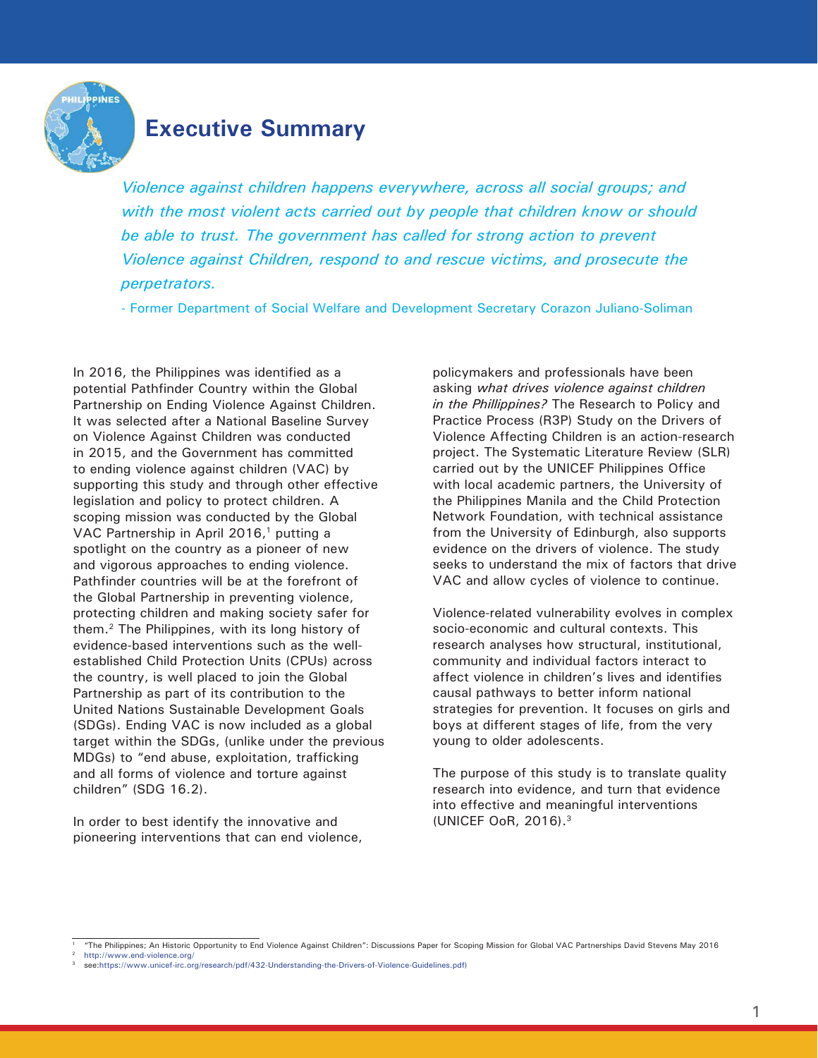# Executive Summary

*Violence against children happens everywhere, across all social groups; and with the most violent acts carried out by people that children know or should be able to trust. The government has called for strong action to prevent Violence against Children, respond to and rescue victims, and prosecute the perpetrators.*

- Former Department of Social Welfare and Development Secretary Corazon Juliano-Soliman

In 2016, the Philippines was identified as a potential Pathfinder Country within the Global Partnership on Ending Violence Against Children. It was selected after a National Baseline Survey on Violence Against Children was conducted in 2015, and the Government has committed to ending violence against children (VAC) by supporting this study and through other effective legislation and policy to protect children. A scoping mission was conducted by the Global VAC Partnership in April 2016,[1] putting a spotlight on the country as a pioneer of new and vigorous approaches to ending violence. Pathfinder countries will be at the forefront of the Global Partnership in preventing violence, protecting children and making society safer for them.[2] The Philippines, with its long history of evidence-based interventions such as the well-established Child Protection Units (CPUs) across the country, is well placed to join the Global Partnership as part of its contribution to the United Nations Sustainable Development Goals (SDGs). Ending VAC is now included as a global target within the SDGs, (unlike under the previous MDGs) to "end abuse, exploitation, trafficking and all forms of violence and torture against children" (SDG 16.2).

In order to best identify the innovative and pioneering interventions that can end violence, policymakers and professionals have been asking *what drives violence against children in the Phillippines?* The Research to Policy and Practice Process (R3P) Study on the Drivers of Violence Affecting Children is an action-research project. The Systematic Literature Review (SLR) carried out by the UNICEF Philippines Office with local academic partners, the University of the Philippines Manila and the Child Protection Network Foundation, with technical assistance from the University of Edinburgh, also supports evidence on the drivers of violence. The study seeks to understand the mix of factors that drive VAC and allow cycles of violence to continue.

Violence-related vulnerability evolves in complex socio-economic and cultural contexts. This research analyses how structural, institutional, community and individual factors interact to affect violence in children's lives and identifies causal pathways to better inform national strategies for prevention. It focuses on girls and boys at different stages of life, from the very young to older adolescents.

The purpose of this study is to translate quality research into evidence, and turn that evidence into effective and meaningful interventions (UNICEF OoR, 2016).[3]

[1] "The Philippines; An Historic Opportunity to End Violence Against Children": Discussions Paper for Scoping Mission for Global VAC Partnerships David Stevens May 2016

[2] http://www.end-violence.org/

[3] see:https://www.unicef-irc.org/research/pdf/432-Understanding-the-Drivers-of-Violence-Guidelines.pdf)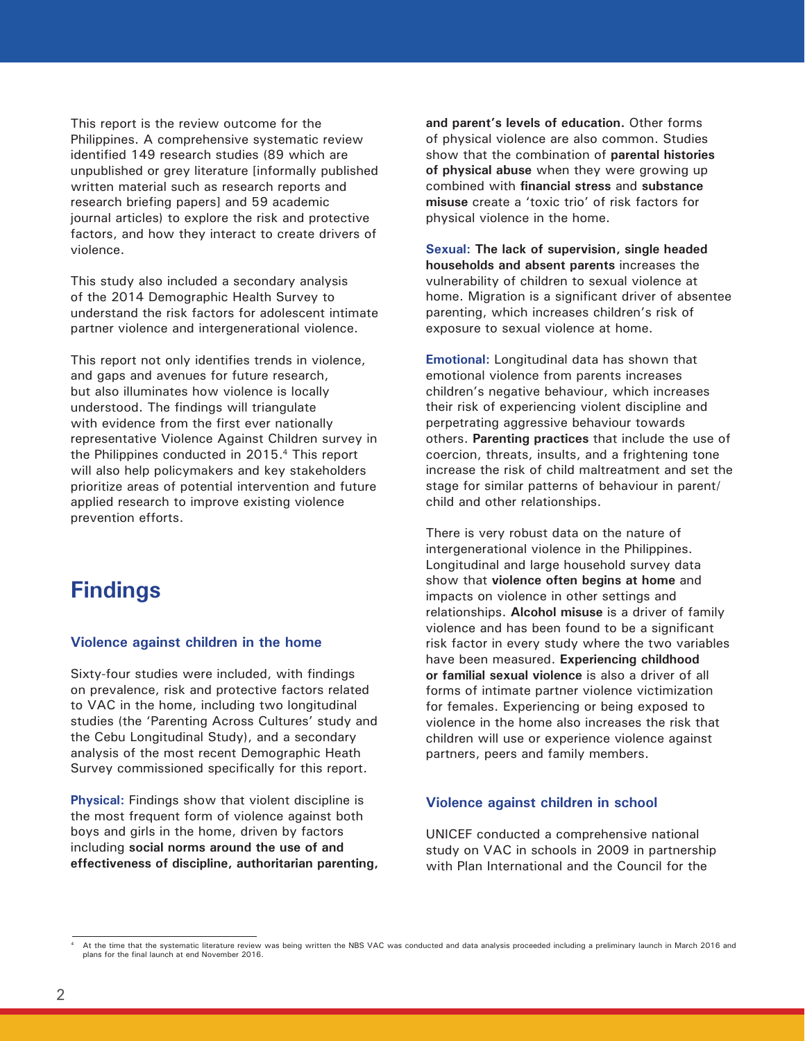This report is the review outcome for the Philippines. A comprehensive systematic review identified 149 research studies (89 which are unpublished or grey literature [informally published written material such as research reports and research briefing papers] and 59 academic journal articles) to explore the risk and protective factors, and how they interact to create drivers of violence.

This study also included a secondary analysis of the 2014 Demographic Health Survey to understand the risk factors for adolescent intimate partner violence and intergenerational violence.

This report not only identifies trends in violence, and gaps and avenues for future research, but also illuminates how violence is locally understood. The findings will triangulate with evidence from the first ever nationally representative Violence Against Children survey in the Philippines conducted in 2015.[4] This report will also help policymakers and key stakeholders prioritize areas of potential intervention and future applied research to improve existing violence prevention efforts.

# Findings

### Violence against children in the home

Sixty-four studies were included, with findings on prevalence, risk and protective factors related to VAC in the home, including two longitudinal studies (the 'Parenting Across Cultures' study and the Cebu Longitudinal Study), and a secondary analysis of the most recent Demographic Heath Survey commissioned specifically for this report.

**Physical:** Findings show that violent discipline is the most frequent form of violence against both boys and girls in the home, driven by factors including **social norms around the use of and effectiveness of discipline, authoritarian parenting, and parent's levels of education.** Other forms of physical violence are also common. Studies show that the combination of **parental histories of physical abuse** when they were growing up combined with **financial stress** and **substance misuse** create a 'toxic trio' of risk factors for physical violence in the home.

**Sexual: The lack of supervision, single headed households and absent parents** increases the vulnerability of children to sexual violence at home. Migration is a significant driver of absentee parenting, which increases children's risk of exposure to sexual violence at home.

**Emotional:** Longitudinal data has shown that emotional violence from parents increases children's negative behaviour, which increases their risk of experiencing violent discipline and perpetrating aggressive behaviour towards others. **Parenting practices** that include the use of coercion, threats, insults, and a frightening tone increase the risk of child maltreatment and set the stage for similar patterns of behaviour in parent/child and other relationships.

There is very robust data on the nature of intergenerational violence in the Philippines. Longitudinal and large household survey data show that **violence often begins at home** and impacts on violence in other settings and relationships. **Alcohol misuse** is a driver of family violence and has been found to be a significant risk factor in every study where the two variables have been measured. **Experiencing childhood or familial sexual violence** is also a driver of all forms of intimate partner violence victimization for females. Experiencing or being exposed to violence in the home also increases the risk that children will use or experience violence against partners, peers and family members.

### Violence against children in school

UNICEF conducted a comprehensive national study on VAC in schools in 2009 in partnership with Plan International and the Council for the

[4] At the time that the systematic literature review was being written the NBS VAC was conducted and data analysis proceeded including a preliminary launch in March 2016 and plans for the final launch at end November 2016.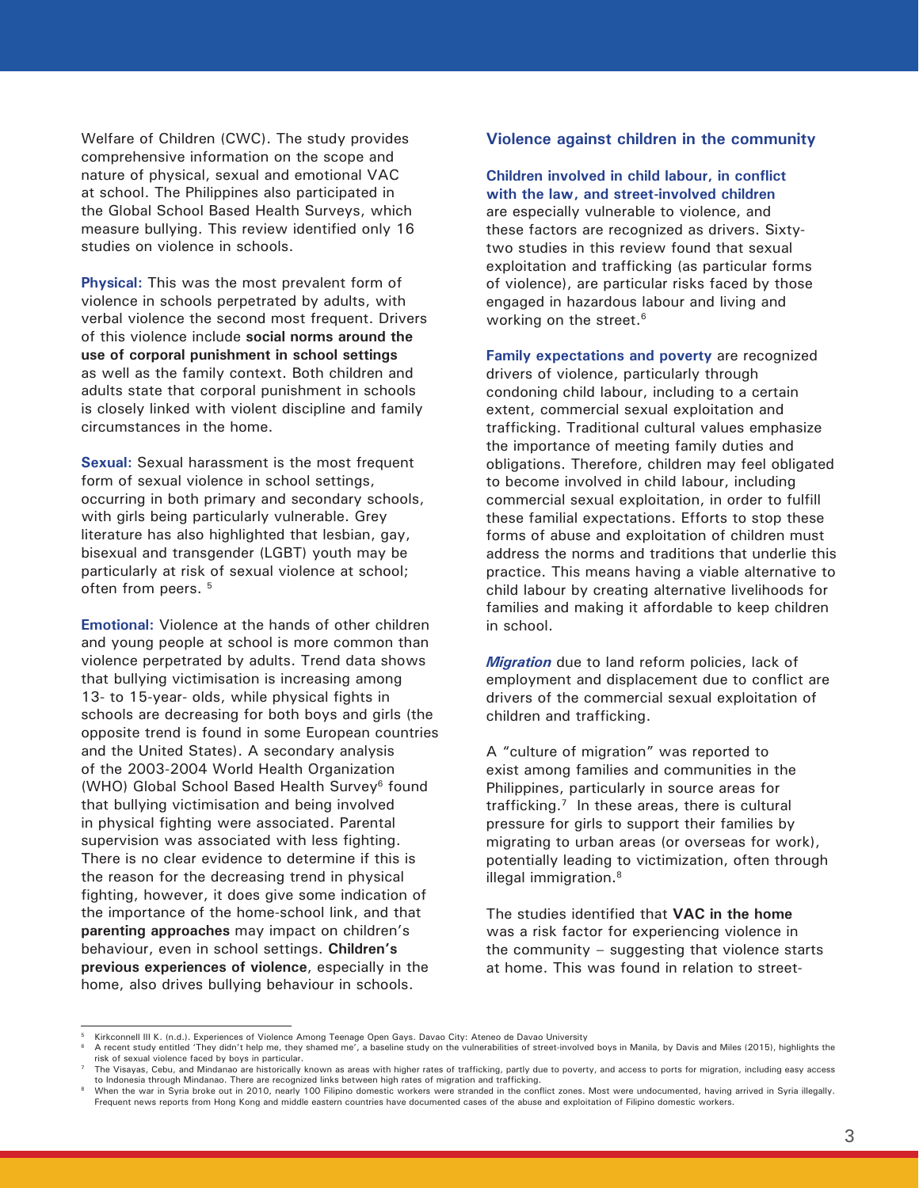Welfare of Children (CWC). The study provides comprehensive information on the scope and nature of physical, sexual and emotional VAC at school. The Philippines also participated in the Global School Based Health Surveys, which measure bullying. This review identified only 16 studies on violence in schools.

**Physical:** This was the most prevalent form of violence in schools perpetrated by adults, with verbal violence the second most frequent. Drivers of this violence include **social norms around the use of corporal punishment in school settings** as well as the family context. Both children and adults state that corporal punishment in schools is closely linked with violent discipline and family circumstances in the home.

**Sexual:** Sexual harassment is the most frequent form of sexual violence in school settings, occurring in both primary and secondary schools, with girls being particularly vulnerable. Grey literature has also highlighted that lesbian, gay, bisexual and transgender (LGBT) youth may be particularly at risk of sexual violence at school; often from peers. [5]

**Emotional:** Violence at the hands of other children and young people at school is more common than violence perpetrated by adults. Trend data shows that bullying victimisation is increasing among 13- to 15-year- olds, while physical fights in schools are decreasing for both boys and girls (the opposite trend is found in some European countries and the United States). A secondary analysis of the 2003-2004 World Health Organization (WHO) Global School Based Health Survey[6] found that bullying victimisation and being involved in physical fighting were associated. Parental supervision was associated with less fighting. There is no clear evidence to determine if this is the reason for the decreasing trend in physical fighting, however, it does give some indication of the importance of the home-school link, and that **parenting approaches** may impact on children's behaviour, even in school settings. **Children's previous experiences of violence**, especially in the home, also drives bullying behaviour in schools.

### Violence against children in the community

**Children involved in child labour, in conflict with the law, and street-involved children** are especially vulnerable to violence, and these factors are recognized as drivers. Sixty-two studies in this review found that sexual exploitation and trafficking (as particular forms of violence), are particular risks faced by those engaged in hazardous labour and living and working on the street.[6]

**Family expectations and poverty** are recognized drivers of violence, particularly through condoning child labour, including to a certain extent, commercial sexual exploitation and trafficking. Traditional cultural values emphasize the importance of meeting family duties and obligations. Therefore, children may feel obligated to become involved in child labour, including commercial sexual exploitation, in order to fulfill these familial expectations. Efforts to stop these forms of abuse and exploitation of children must address the norms and traditions that underlie this practice. This means having a viable alternative to child labour by creating alternative livelihoods for families and making it affordable to keep children in school.

***Migration*** due to land reform policies, lack of employment and displacement due to conflict are drivers of the commercial sexual exploitation of children and trafficking.

A "culture of migration" was reported to exist among families and communities in the Philippines, particularly in source areas for trafficking.[7] In these areas, there is cultural pressure for girls to support their families by migrating to urban areas (or overseas for work), potentially leading to victimization, often through illegal immigration.[8]

The studies identified that **VAC in the home** was a risk factor for experiencing violence in the community – suggesting that violence starts at home. This was found in relation to street-

---

[5] Kirkconnell III K. (n.d.). Experiences of Violence Among Teenage Open Gays. Davao City: Ateneo de Davao University

[6] A recent study entitled 'They didn't help me, they shamed me', a baseline study on the vulnerabilities of street-involved boys in Manila, by Davis and Miles (2015), highlights the risk of sexual violence faced by boys in particular.

[7] The Visayas, Cebu, and Mindanao are historically known as areas with higher rates of trafficking, partly due to poverty, and access to ports for migration, including easy access to Indonesia through Mindanao. There are recognized links between high rates of migration and trafficking.

[8] When the war in Syria broke out in 2010, nearly 100 Filipino domestic workers were stranded in the conflict zones. Most were undocumented, having arrived in Syria illegally. Frequent news reports from Hong Kong and middle eastern countries have documented cases of the abuse and exploitation of Filipino domestic workers.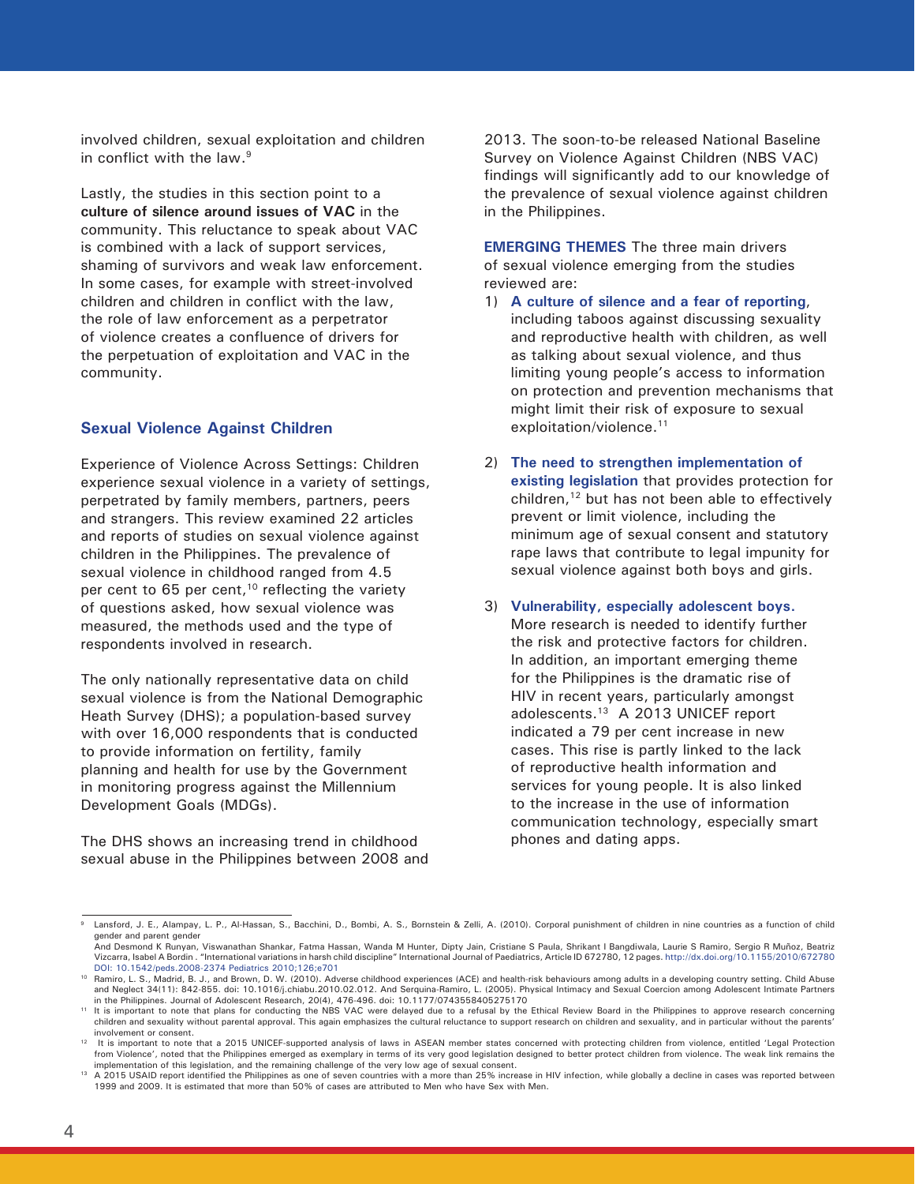involved children, sexual exploitation and children in conflict with the law.[9]

Lastly, the studies in this section point to a **culture of silence around issues of VAC** in the community. This reluctance to speak about VAC is combined with a lack of support services, shaming of survivors and weak law enforcement. In some cases, for example with street-involved children and children in conflict with the law, the role of law enforcement as a perpetrator of violence creates a confluence of drivers for the perpetuation of exploitation and VAC in the community.

### Sexual Violence Against Children

Experience of Violence Across Settings: Children experience sexual violence in a variety of settings, perpetrated by family members, partners, peers and strangers. This review examined 22 articles and reports of studies on sexual violence against children in the Philippines. The prevalence of sexual violence in childhood ranged from 4.5 per cent to 65 per cent,[10] reflecting the variety of questions asked, how sexual violence was measured, the methods used and the type of respondents involved in research.

The only nationally representative data on child sexual violence is from the National Demographic Heath Survey (DHS); a population-based survey with over 16,000 respondents that is conducted to provide information on fertility, family planning and health for use by the Government in monitoring progress against the Millennium Development Goals (MDGs).

The DHS shows an increasing trend in childhood sexual abuse in the Philippines between 2008 and 2013. The soon-to-be released National Baseline Survey on Violence Against Children (NBS VAC) findings will significantly add to our knowledge of the prevalence of sexual violence against children in the Philippines.

**EMERGING THEMES** The three main drivers of sexual violence emerging from the studies reviewed are:

1) **A culture of silence and a fear of reporting**, including taboos against discussing sexuality and reproductive health with children, as well as talking about sexual violence, and thus limiting young people's access to information on protection and prevention mechanisms that might limit their risk of exposure to sexual exploitation/violence.[11]

2) **The need to strengthen implementation of existing legislation** that provides protection for children,[12] but has not been able to effectively prevent or limit violence, including the minimum age of sexual consent and statutory rape laws that contribute to legal impunity for sexual violence against both boys and girls.

3) **Vulnerability, especially adolescent boys.** More research is needed to identify further the risk and protective factors for children. In addition, an important emerging theme for the Philippines is the dramatic rise of HIV in recent years, particularly amongst adolescents.[13] A 2013 UNICEF report indicated a 79 per cent increase in new cases. This rise is partly linked to the lack of reproductive health information and services for young people. It is also linked to the increase in the use of information communication technology, especially smart phones and dating apps.

---

[9] Lansford, J. E., Alampay, L. P., Al-Hassan, S., Bacchini, D., Bombi, A. S., Bornstein & Zelli, A. (2010). Corporal punishment of children in nine countries as a function of child gender and parent gender
And Desmond K Runyan, Viswanathan Shankar, Fatma Hassan, Wanda M Hunter, Dipty Jain, Cristiane S Paula, Shrikant I Bangdiwala, Laurie S Ramiro, Sergio R Muñoz, Beatriz Vizcarra, Isabel A Bordin . "International variations in harsh child discipline" International Journal of Paediatrics, Article ID 672780, 12 pages. http://dx.doi.org/10.1155/2010/672780 DOI: 10.1542/peds.2008-2374 Pediatrics 2010;126;e701

[10] Ramiro, L. S., Madrid, B. J., and Brown, D. W. (2010). Adverse childhood experiences (ACE) and health-risk behaviours among adults in a developing country setting. Child Abuse and Neglect 34(11): 842-855. doi: 10.1016/j.chiabu.2010.02.012. And Serquina-Ramiro, L. (2005). Physical Intimacy and Sexual Coercion among Adolescent Intimate Partners in the Philippines. Journal of Adolescent Research, 20(4), 476-496. doi: 10.1177/0743558405275170

[11] It is important to note that plans for conducting the NBS VAC were delayed due to a refusal by the Ethical Review Board in the Philippines to approve research concerning children and sexuality without parental approval. This again emphasizes the cultural reluctance to support research on children and sexuality, and in particular without the parents' involvement or consent.

[12] It is important to note that a 2015 UNICEF-supported analysis of laws in ASEAN member states concerned with protecting children from violence, entitled 'Legal Protection from Violence', noted that the Philippines emerged as exemplary in terms of its very good legislation designed to better protect children from violence. The weak link remains the implementation of this legislation, and the remaining challenge of the very low age of sexual consent.

[13] A 2015 USAID report identified the Philippines as one of seven countries with a more than 25% increase in HIV infection, while globally a decline in cases was reported between 1999 and 2009. It is estimated that more than 50% of cases are attributed to Men who have Sex with Men.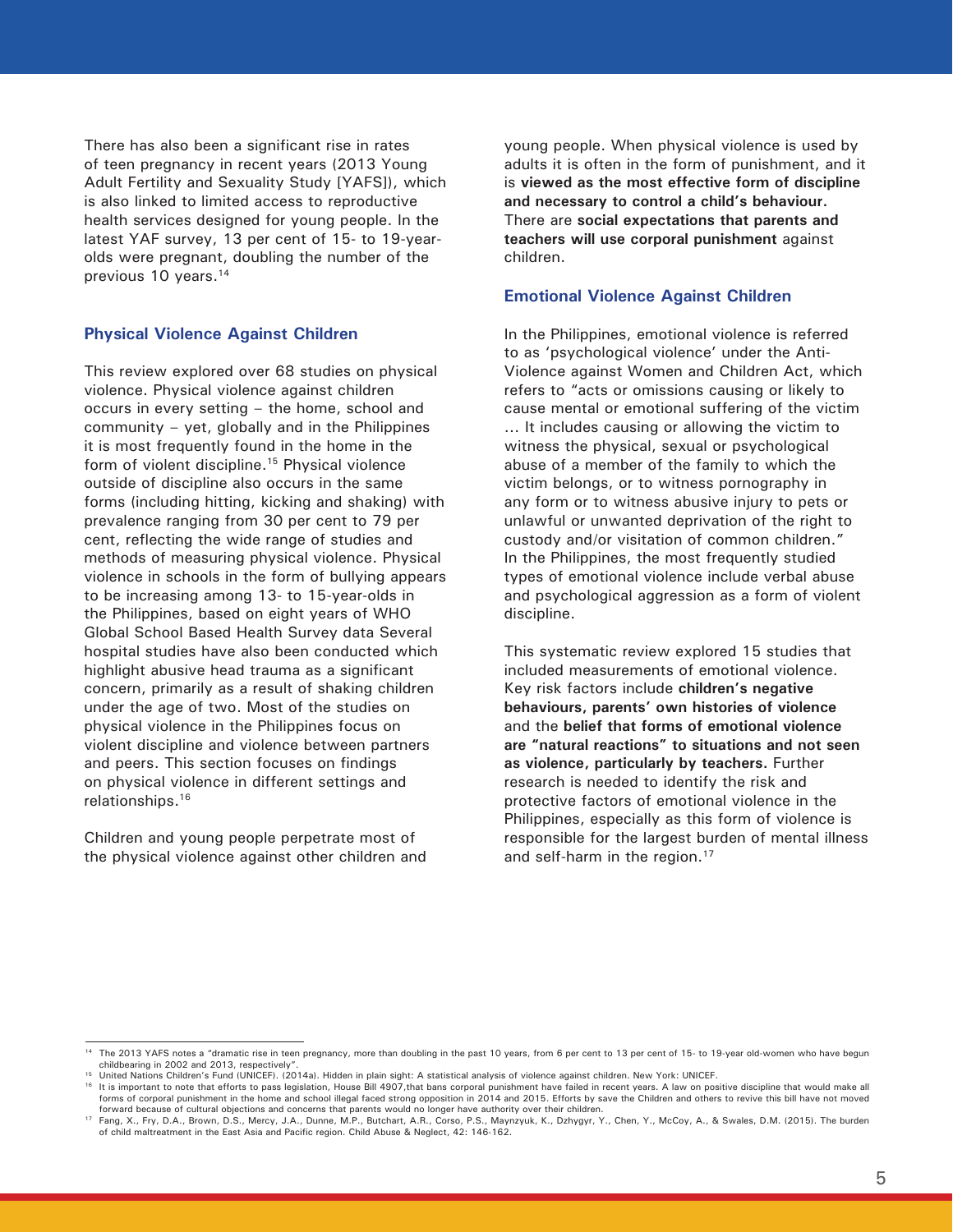There has also been a significant rise in rates of teen pregnancy in recent years (2013 Young Adult Fertility and Sexuality Study [YAFS]), which is also linked to limited access to reproductive health services designed for young people. In the latest YAF survey, 13 per cent of 15- to 19-year-olds were pregnant, doubling the number of the previous 10 years.[14]

### Physical Violence Against Children

This review explored over 68 studies on physical violence. Physical violence against children occurs in every setting – the home, school and community – yet, globally and in the Philippines it is most frequently found in the home in the form of violent discipline.[15] Physical violence outside of discipline also occurs in the same forms (including hitting, kicking and shaking) with prevalence ranging from 30 per cent to 79 per cent, reflecting the wide range of studies and methods of measuring physical violence. Physical violence in schools in the form of bullying appears to be increasing among 13- to 15-year-olds in the Philippines, based on eight years of WHO Global School Based Health Survey data Several hospital studies have also been conducted which highlight abusive head trauma as a significant concern, primarily as a result of shaking children under the age of two. Most of the studies on physical violence in the Philippines focus on violent discipline and violence between partners and peers. This section focuses on findings on physical violence in different settings and relationships.[16]

Children and young people perpetrate most of the physical violence against other children and young people. When physical violence is used by adults it is often in the form of punishment, and it is **viewed as the most effective form of discipline and necessary to control a child's behaviour.** There are **social expectations that parents and teachers will use corporal punishment** against children.

### Emotional Violence Against Children

In the Philippines, emotional violence is referred to as 'psychological violence' under the Anti-Violence against Women and Children Act, which refers to "acts or omissions causing or likely to cause mental or emotional suffering of the victim … It includes causing or allowing the victim to witness the physical, sexual or psychological abuse of a member of the family to which the victim belongs, or to witness pornography in any form or to witness abusive injury to pets or unlawful or unwanted deprivation of the right to custody and/or visitation of common children." In the Philippines, the most frequently studied types of emotional violence include verbal abuse and psychological aggression as a form of violent discipline.

This systematic review explored 15 studies that included measurements of emotional violence. Key risk factors include **children's negative behaviours, parents' own histories of violence** and the **belief that forms of emotional violence are "natural reactions" to situations and not seen as violence, particularly by teachers.** Further research is needed to identify the risk and protective factors of emotional violence in the Philippines, especially as this form of violence is responsible for the largest burden of mental illness and self-harm in the region.[17]

---

[14] The 2013 YAFS notes a "dramatic rise in teen pregnancy, more than doubling in the past 10 years, from 6 per cent to 13 per cent of 15- to 19-year old-women who have begun childbearing in 2002 and 2013, respectively".

[15] United Nations Children's Fund (UNICEF). (2014a). Hidden in plain sight: A statistical analysis of violence against children. New York: UNICEF.

[16] It is important to note that efforts to pass legislation, House Bill 4907,that bans corporal punishment have failed in recent years. A law on positive discipline that would make all forms of corporal punishment in the home and school illegal faced strong opposition in 2014 and 2015. Efforts by save the Children and others to revive this bill have not moved forward because of cultural objections and concerns that parents would no longer have authority over their children.

[17] Fang, X., Fry, D.A., Brown, D.S., Mercy, J.A., Dunne, M.P., Butchart, A.R., Corso, P.S., Maynzyuk, K., Dzhygyr, Y., Chen, Y., McCoy, A., & Swales, D.M. (2015). The burden of child maltreatment in the East Asia and Pacific region. Child Abuse & Neglect, 42: 146-162.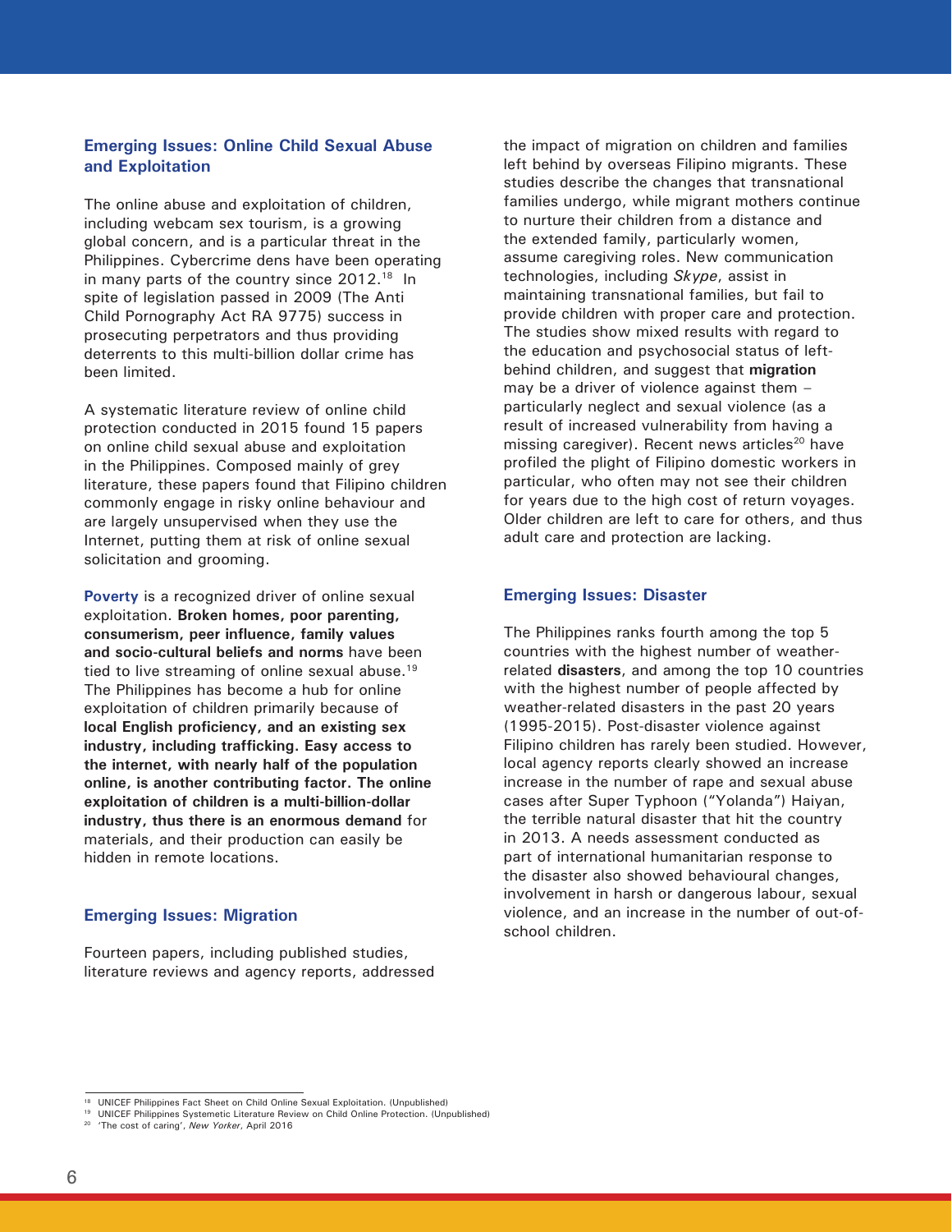### Emerging Issues: Online Child Sexual Abuse and Exploitation

The online abuse and exploitation of children, including webcam sex tourism, is a growing global concern, and is a particular threat in the Philippines. Cybercrime dens have been operating in many parts of the country since 2012.[18] In spite of legislation passed in 2009 (The Anti Child Pornography Act RA 9775) success in prosecuting perpetrators and thus providing deterrents to this multi-billion dollar crime has been limited.

A systematic literature review of online child protection conducted in 2015 found 15 papers on online child sexual abuse and exploitation in the Philippines. Composed mainly of grey literature, these papers found that Filipino children commonly engage in risky online behaviour and are largely unsupervised when they use the Internet, putting them at risk of online sexual solicitation and grooming.

**Poverty** is a recognized driver of online sexual exploitation. **Broken homes, poor parenting, consumerism, peer influence, family values and socio-cultural beliefs and norms** have been tied to live streaming of online sexual abuse.[19] The Philippines has become a hub for online exploitation of children primarily because of **local English proficiency, and an existing sex industry, including trafficking. Easy access to the internet, with nearly half of the population online, is another contributing factor. The online exploitation of children is a multi-billion-dollar industry, thus there is an enormous demand** for materials, and their production can easily be hidden in remote locations.

### Emerging Issues: Migration

Fourteen papers, including published studies, literature reviews and agency reports, addressed the impact of migration on children and families left behind by overseas Filipino migrants. These studies describe the changes that transnational families undergo, while migrant mothers continue to nurture their children from a distance and the extended family, particularly women, assume caregiving roles. New communication technologies, including *Skype*, assist in maintaining transnational families, but fail to provide children with proper care and protection. The studies show mixed results with regard to the education and psychosocial status of left-behind children, and suggest that **migration** may be a driver of violence against them – particularly neglect and sexual violence (as a result of increased vulnerability from having a missing caregiver). Recent news articles[20] have profiled the plight of Filipino domestic workers in particular, who often may not see their children for years due to the high cost of return voyages. Older children are left to care for others, and thus adult care and protection are lacking.

### Emerging Issues: Disaster

The Philippines ranks fourth among the top 5 countries with the highest number of weather-related **disasters**, and among the top 10 countries with the highest number of people affected by weather-related disasters in the past 20 years (1995-2015). Post-disaster violence against Filipino children has rarely been studied. However, local agency reports clearly showed an increase increase in the number of rape and sexual abuse cases after Super Typhoon ("Yolanda") Haiyan, the terrible natural disaster that hit the country in 2013. A needs assessment conducted as part of international humanitarian response to the disaster also showed behavioural changes, involvement in harsh or dangerous labour, sexual violence, and an increase in the number of out-of-school children.

---

[18] UNICEF Philippines Fact Sheet on Child Online Sexual Exploitation. (Unpublished)

[19] UNICEF Philippines Systemetic Literature Review on Child Online Protection. (Unpublished)

[20] 'The cost of caring', *New Yorker*, April 2016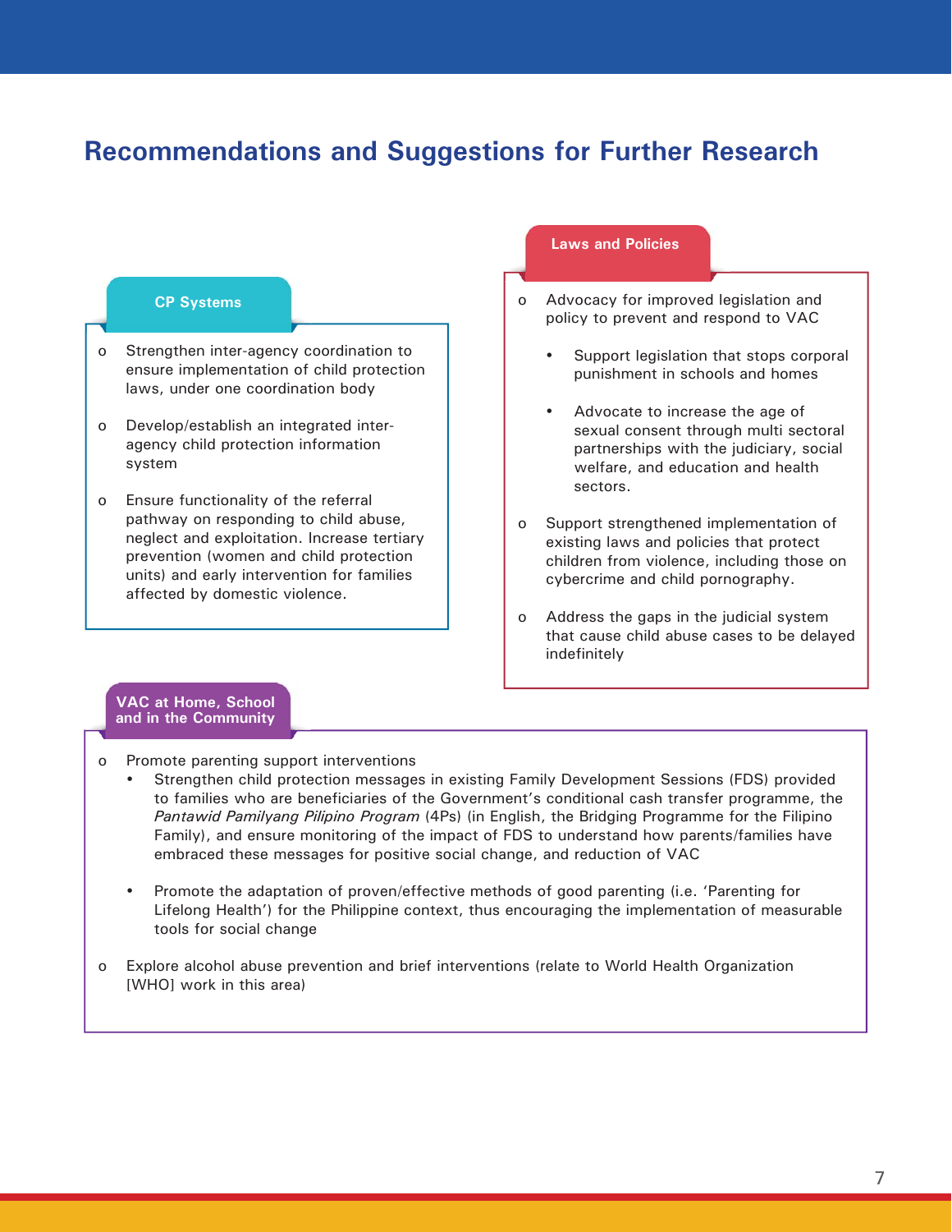# Recommendations and Suggestions for Further Research

### CP Systems

- Strengthen inter-agency coordination to ensure implementation of child protection laws, under one coordination body
- Develop/establish an integrated inter-agency child protection information system
- Ensure functionality of the referral pathway on responding to child abuse, neglect and exploitation. Increase tertiary prevention (women and child protection units) and early intervention for families affected by domestic violence.

### Laws and Policies

- Advocacy for improved legislation and policy to prevent and respond to VAC
  - Support legislation that stops corporal punishment in schools and homes
  - Advocate to increase the age of sexual consent through multi sectoral partnerships with the judiciary, social welfare, and education and health sectors.
- Support strengthened implementation of existing laws and policies that protect children from violence, including those on cybercrime and child pornography.
- Address the gaps in the judicial system that cause child abuse cases to be delayed indefinitely

### VAC at Home, School and in the Community

- Promote parenting support interventions
  - Strengthen child protection messages in existing Family Development Sessions (FDS) provided to families who are beneficiaries of the Government's conditional cash transfer programme, the *Pantawid Pamilyang Pilipino Program* (4Ps) (in English, the Bridging Programme for the Filipino Family), and ensure monitoring of the impact of FDS to understand how parents/families have embraced these messages for positive social change, and reduction of VAC
  - Promote the adaptation of proven/effective methods of good parenting (i.e. 'Parenting for Lifelong Health') for the Philippine context, thus encouraging the implementation of measurable tools for social change
- Explore alcohol abuse prevention and brief interventions (relate to World Health Organization [WHO] work in this area)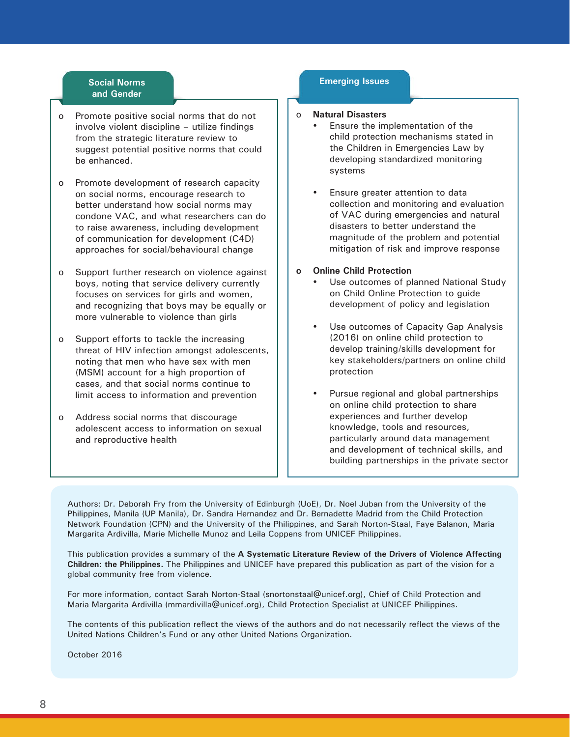## Social Norms and Gender

- Promote positive social norms that do not involve violent discipline – utilize findings from the strategic literature review to suggest potential positive norms that could be enhanced.
- Promote development of research capacity on social norms, encourage research to better understand how social norms may condone VAC, and what researchers can do to raise awareness, including development of communication for development (C4D) approaches for social/behavioural change
- Support further research on violence against boys, noting that service delivery currently focuses on services for girls and women, and recognizing that boys may be equally or more vulnerable to violence than girls
- Support efforts to tackle the increasing threat of HIV infection amongst adolescents, noting that men who have sex with men (MSM) account for a high proportion of cases, and that social norms continue to limit access to information and prevention
- Address social norms that discourage adolescent access to information on sexual and reproductive health

## Emerging Issues

- **Natural Disasters**
  - Ensure the implementation of the child protection mechanisms stated in the Children in Emergencies Law by developing standardized monitoring systems
  - Ensure greater attention to data collection and monitoring and evaluation of VAC during emergencies and natural disasters to better understand the magnitude of the problem and potential mitigation of risk and improve response
- **Online Child Protection**
  - Use outcomes of planned National Study on Child Online Protection to guide development of policy and legislation
  - Use outcomes of Capacity Gap Analysis (2016) on online child protection to develop training/skills development for key stakeholders/partners on online child protection
  - Pursue regional and global partnerships on online child protection to share experiences and further develop knowledge, tools and resources, particularly around data management and development of technical skills, and building partnerships in the private sector

Authors: Dr. Deborah Fry from the University of Edinburgh (UoE), Dr. Noel Juban from the University of the Philippines, Manila (UP Manila), Dr. Sandra Hernandez and Dr. Bernadette Madrid from the Child Protection Network Foundation (CPN) and the University of the Philippines, and Sarah Norton-Staal, Faye Balanon, Maria Margarita Ardivilla, Marie Michelle Munoz and Leila Coppens from UNICEF Philippines.

This publication provides a summary of the **A Systematic Literature Review of the Drivers of Violence Affecting Children: the Philippines.** The Philippines and UNICEF have prepared this publication as part of the vision for a global community free from violence.

For more information, contact Sarah Norton-Staal (snortonstaal@unicef.org), Chief of Child Protection and Maria Margarita Ardivilla (mmardivilla@unicef.org), Child Protection Specialist at UNICEF Philippines.

The contents of this publication reflect the views of the authors and do not necessarily reflect the views of the United Nations Children's Fund or any other United Nations Organization.

October 2016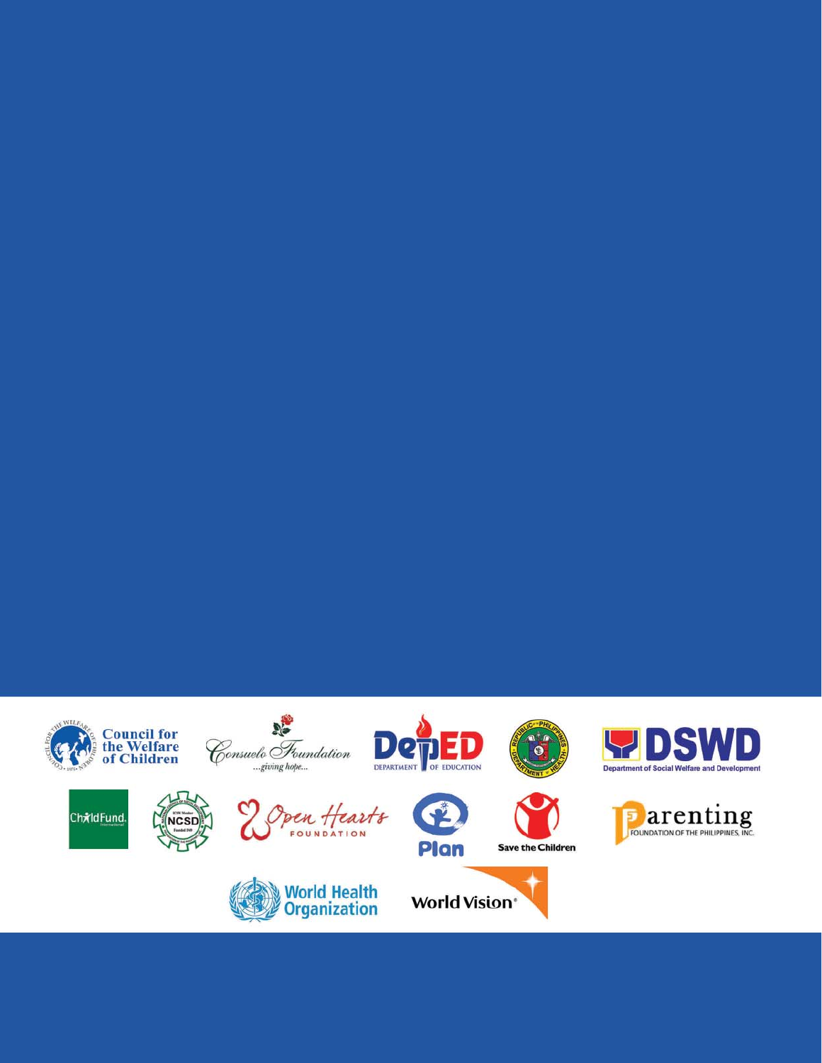Council for the Welfare of Children

Consuelo Foundation ...giving hope...

DepED DEPARTMENT OF EDUCATION

Republic of the Philippines Department of Health

DSWD Department of Social Welfare and Development

ChildFund International

NCSD

Open Hearts Foundation

Plan

Save the Children

Parenting Foundation of the Philippines, Inc.

World Health Organization

World Vision